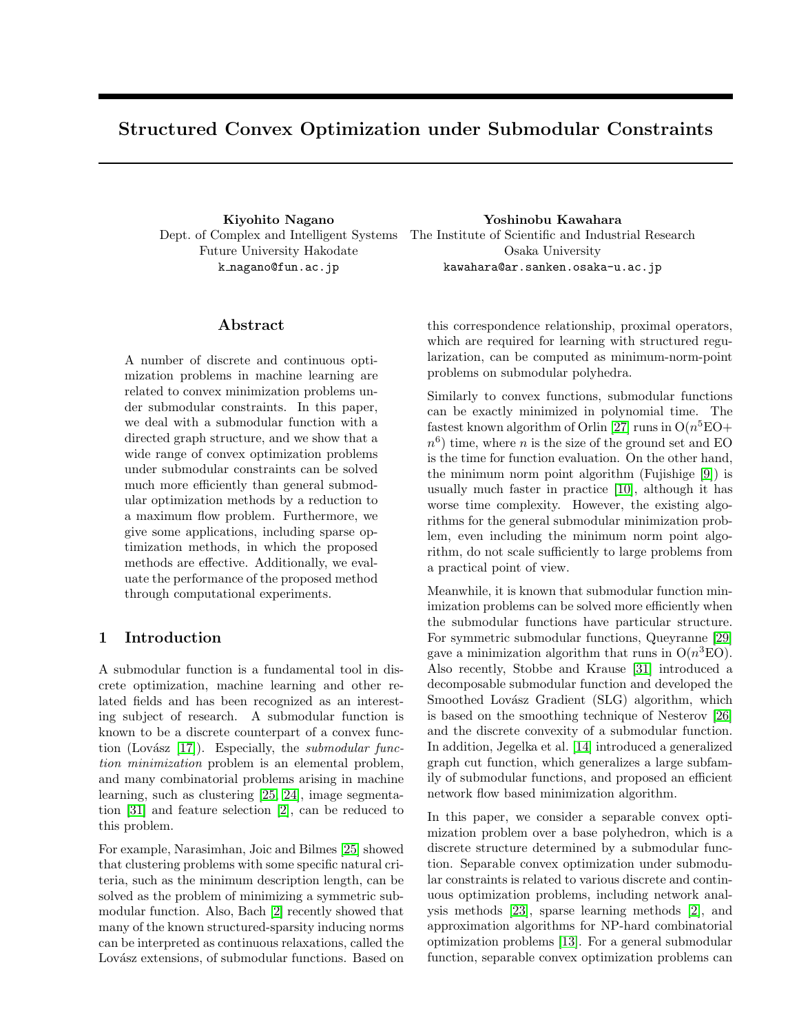# Structured Convex Optimization under Submodular Constraints

**Kiyohito Nagano**
Dept. of Complex and Intelligent Systems
Future University Hakodate
k_nagano@fun.ac.jp

**Yoshinobu Kawahara**
The Institute of Scientific and Industrial Research
Osaka University
kawahara@ar.sanken.osaka-u.ac.jp

## Abstract

A number of discrete and continuous optimization problems in machine learning are related to convex minimization problems under submodular constraints. In this paper, we deal with a submodular function with a directed graph structure, and we show that a wide range of convex optimization problems under submodular constraints can be solved much more efficiently than general submodular optimization methods by a reduction to a maximum flow problem. Furthermore, we give some applications, including sparse optimization methods, in which the proposed methods are effective. Additionally, we evaluate the performance of the proposed method through computational experiments.

## 1 Introduction

A submodular function is a fundamental tool in discrete optimization, machine learning and other related fields and has been recognized as an interesting subject of research. A submodular function is known to be a discrete counterpart of a convex function (Lovász [17]). Especially, the *submodular function minimization* problem is an elemental problem, and many combinatorial problems arising in machine learning, such as clustering [25, 24], image segmentation [31] and feature selection [2], can be reduced to this problem.

For example, Narasimhan, Joic and Bilmes [25] showed that clustering problems with some specific natural criteria, such as the minimum description length, can be solved as the problem of minimizing a symmetric submodular function. Also, Bach [2] recently showed that many of the known structured-sparsity inducing norms can be interpreted as continuous relaxations, called the Lovász extensions, of submodular functions. Based on this correspondence relationship, proximal operators, which are required for learning with structured regularization, can be computed as minimum-norm-point problems on submodular polyhedra.

Similarly to convex functions, submodular functions can be exactly minimized in polynomial time. The fastest known algorithm of Orlin [27] runs in $\mathrm{O}(n^5\mathrm{EO}+n^6)$ time, where $n$ is the size of the ground set and EO is the time for function evaluation. On the other hand, the minimum norm point algorithm (Fujishige [9]) is usually much faster in practice [10], although it has worse time complexity. However, the existing algorithms for the general submodular minimization problem, even including the minimum norm point algorithm, do not scale sufficiently to large problems from a practical point of view.

Meanwhile, it is known that submodular function minimization problems can be solved more efficiently when the submodular functions have particular structure. For symmetric submodular functions, Queyranne [29] gave a minimization algorithm that runs in $\mathrm{O}(n^3\mathrm{EO})$. Also recently, Stobbe and Krause [31] introduced a decomposable submodular function and developed the Smoothed Lovász Gradient (SLG) algorithm, which is based on the smoothing technique of Nesterov [26] and the discrete convexity of a submodular function. In addition, Jegelka et al. [14] introduced a generalized graph cut function, which generalizes a large subfamily of submodular functions, and proposed an efficient network flow based minimization algorithm.

In this paper, we consider a separable convex optimization problem over a base polyhedron, which is a discrete structure determined by a submodular function. Separable convex optimization under submodular constraints is related to various discrete and continuous optimization problems, including network analysis methods [23], sparse learning methods [2], and approximation algorithms for NP-hard combinatorial optimization problems [13]. For a general submodular function, separable convex optimization problems can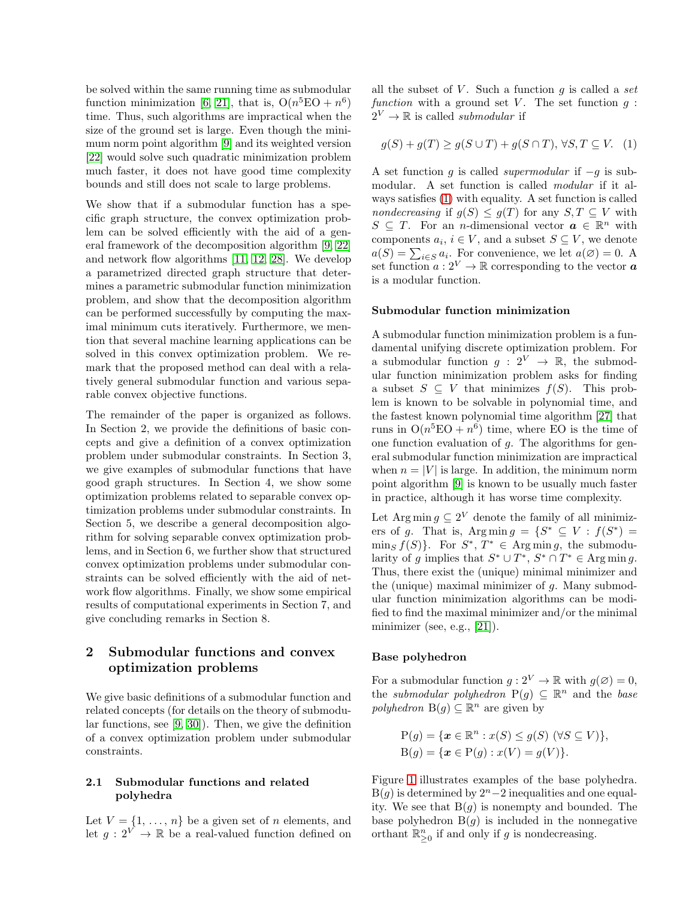be solved within the same running time as submodular function minimization [6, 21], that is, $\mathrm{O}(n^5\mathrm{EO} + n^6)$ time. Thus, such algorithms are impractical when the size of the ground set is large. Even though the minimum norm point algorithm [9] and its weighted version [22] would solve such quadratic minimization problem much faster, it does not have good time complexity bounds and still does not scale to large problems.

We show that if a submodular function has a specific graph structure, the convex optimization problem can be solved efficiently with the aid of a general framework of the decomposition algorithm [9, 22] and network flow algorithms [11, 12, 28]. We develop a parametrized directed graph structure that determines a parametric submodular function minimization problem, and show that the decomposition algorithm can be performed successfully by computing the maximal minimum cuts iteratively. Furthermore, we mention that several machine learning applications can be solved in this convex optimization problem. We remark that the proposed method can deal with a relatively general submodular function and various separable convex objective functions.

The remainder of the paper is organized as follows. In Section 2, we provide the definitions of basic concepts and give a definition of a convex optimization problem under submodular constraints. In Section 3, we give examples of submodular functions that have good graph structures. In Section 4, we show some optimization problems related to separable convex optimization problems under submodular constraints. In Section 5, we describe a general decomposition algorithm for solving separable convex optimization problems, and in Section 6, we further show that structured convex optimization problems under submodular constraints can be solved efficiently with the aid of network flow algorithms. Finally, we show some empirical results of computational experiments in Section 7, and give concluding remarks in Section 8.

## 2 Submodular functions and convex optimization problems

We give basic definitions of a submodular function and related concepts (for details on the theory of submodular functions, see [9, 30]). Then, we give the definition of a convex optimization problem under submodular constraints.

### 2.1 Submodular functions and related polyhedra

Let $V = \{1, \ldots, n\}$ be a given set of $n$ elements, and let $g : 2^V \to \mathbb{R}$ be a real-valued function defined on all the subset of $V$. Such a function $g$ is called a *set function* with a ground set $V$. The set function $g : 2^V \to \mathbb{R}$ is called *submodular* if

$$g(S) + g(T) \geq g(S \cup T) + g(S \cap T), \forall S, T \subseteq V. \quad (1)$$

A set function $g$ is called *supermodular* if $-g$ is submodular. A set function is called *modular* if it always satisfies (1) with equality. A set function is called *nondecreasing* if $g(S) \leq g(T)$ for any $S, T \subseteq V$ with $S \subseteq T$. For an $n$-dimensional vector $\boldsymbol{a} \in \mathbb{R}^n$ with components $a_i$, $i \in V$, and a subset $S \subseteq V$, we denote $a(S) = \sum_{i \in S} a_i$. For convenience, we let $a(\varnothing) = 0$. A set function $a : 2^V \to \mathbb{R}$ corresponding to the vector $\boldsymbol{a}$ is a modular function.

#### Submodular function minimization

A submodular function minimization problem is a fundamental unifying discrete optimization problem. For a submodular function $g : 2^V \to \mathbb{R}$, the submodular function minimization problem asks for finding a subset $S \subseteq V$ that minimizes $f(S)$. This problem is known to be solvable in polynomial time, and the fastest known polynomial time algorithm [27] that runs in $\mathrm{O}(n^5\mathrm{EO} + n^6)$ time, where EO is the time of one function evaluation of $g$. The algorithms for general submodular function minimization are impractical when $n = |V|$ is large. In addition, the minimum norm point algorithm [9] is known to be usually much faster in practice, although it has worse time complexity.

Let $\mathrm{Arg\,min}\, g \subseteq 2^V$ denote the family of all minimizers of $g$. That is, $\mathrm{Arg\,min}\, g = \{S^* \subseteq V : f(S^*) = \min_S f(S)\}$. For $S^*, T^* \in \mathrm{Arg\,min}\, g$, the submodularity of $g$ implies that $S^* \cup T^*$, $S^* \cap T^* \in \mathrm{Arg\,min}\, g$. Thus, there exist the (unique) minimal minimizer and the (unique) maximal minimizer of $g$. Many submodular function minimization algorithms can be modified to find the maximal minimizer and/or the minimal minimizer (see, e.g., [21]).

#### Base polyhedron

For a submodular function $g : 2^V \to \mathbb{R}$ with $g(\varnothing) = 0$, the *submodular polyhedron* $\mathrm{P}(g) \subseteq \mathbb{R}^n$ and the *base polyhedron* $\mathrm{B}(g) \subseteq \mathbb{R}^n$ are given by

$$\mathrm{P}(g) = \{\boldsymbol{x} \in \mathbb{R}^n : x(S) \leq g(S) \ (\forall S \subseteq V)\},$$
$$\mathrm{B}(g) = \{\boldsymbol{x} \in \mathrm{P}(g) : x(V) = g(V)\}.$$

Figure 1 illustrates examples of the base polyhedra. $\mathrm{B}(g)$ is determined by $2^n - 2$ inequalities and one equality. We see that $\mathrm{B}(g)$ is nonempty and bounded. The base polyhedron $\mathrm{B}(g)$ is included in the nonnegative orthant $\mathbb{R}^n_{\geq 0}$ if and only if $g$ is nondecreasing.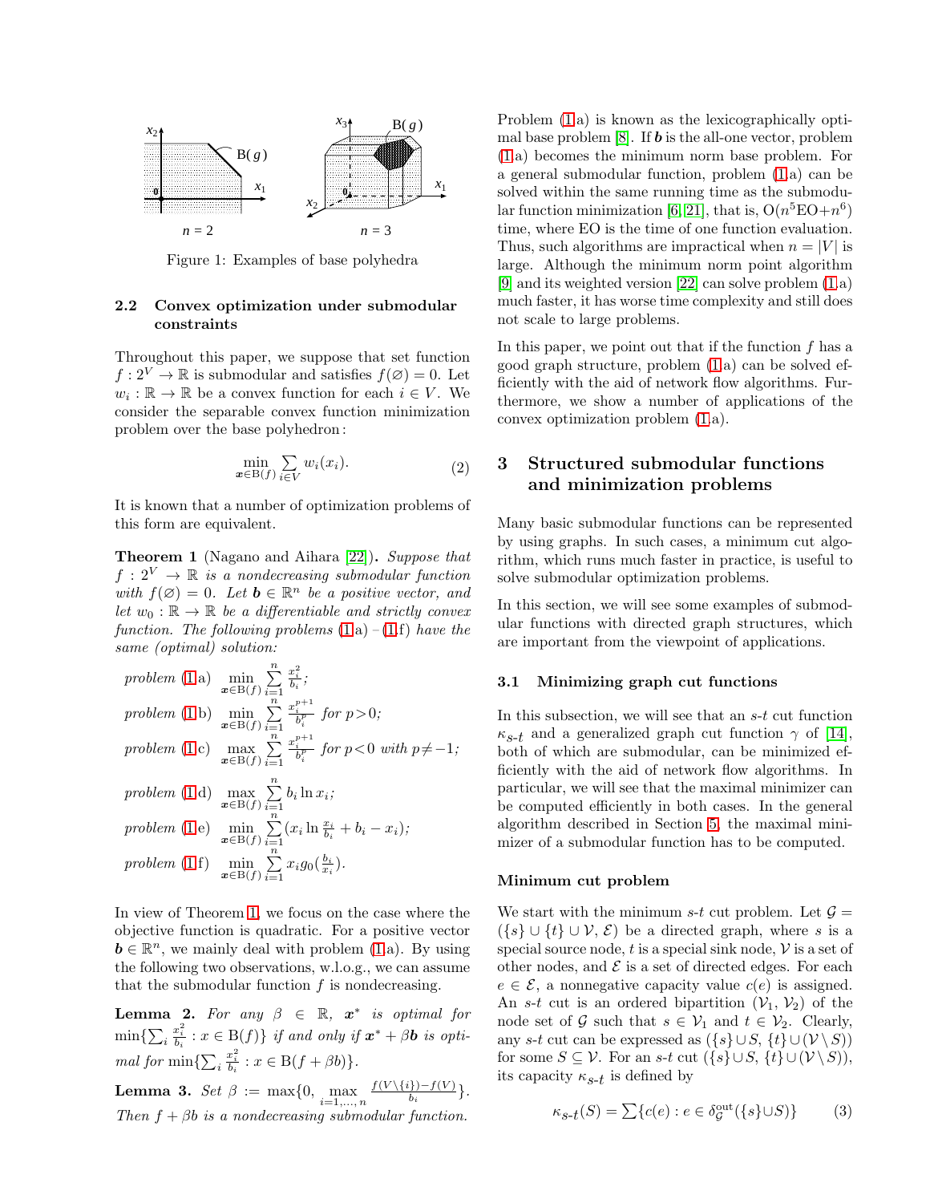x2
B(g)
0
x1
n = 2

x3
B(g)
x1
0
x2
n = 3

Figure 1: Examples of base polyhedra

### 2.2 Convex optimization under submodular constraints

Throughout this paper, we suppose that set function $f : 2^V \to \mathbb{R}$ is submodular and satisfies $f(\varnothing) = 0$. Let $w_i : \mathbb{R} \to \mathbb{R}$ be a convex function for each $i \in V$. We consider the separable convex function minimization problem over the base polyhedron:

$$\min_{\boldsymbol{x} \in \mathrm{B}(f)} \sum_{i \in V} w_i(x_i). \tag{2}$$

It is known that a number of optimization problems of this form are equivalent.

**Theorem 1** (Nagano and Aihara [22]). *Suppose that $f : 2^V \to \mathbb{R}$ is a nondecreasing submodular function with $f(\varnothing) = 0$. Let $\boldsymbol{b} \in \mathbb{R}^n$ be a positive vector, and let $w_0 : \mathbb{R} \to \mathbb{R}$ be a differentiable and strictly convex function. The following problems (1a) – (1f) have the same (optimal) solution:*

problem (1a) $\min_{\boldsymbol{x} \in \mathrm{B}(f)} \sum_{i=1}^{n} \frac{x_i^2}{b_i}$;

problem (1b) $\min_{\boldsymbol{x} \in \mathrm{B}(f)} \sum_{i=1}^{n} \frac{x_i^{p+1}}{b_i^p}$ *for* $p > 0$;

problem (1c) $\max_{\boldsymbol{x} \in \mathrm{B}(f)} \sum_{i=1}^{n} \frac{x_i^{p+1}}{b_i^p}$ *for* $p < 0$ *with* $p \neq -1$;

problem (1d) $\max_{\boldsymbol{x} \in \mathrm{B}(f)} \sum_{i=1}^{n} b_i \ln x_i$;

problem (1e) $\min_{\boldsymbol{x} \in \mathrm{B}(f)} \sum_{i=1}^{n} (x_i \ln \frac{x_i}{b_i} + b_i - x_i)$;

problem (1f) $\min_{\boldsymbol{x} \in \mathrm{B}(f)} \sum_{i=1}^{n} x_i g_0(\frac{b_i}{x_i})$.

In view of Theorem 1, we focus on the case where the objective function is quadratic. For a positive vector $\boldsymbol{b} \in \mathbb{R}^n$, we mainly deal with problem (1a). By using the following two observations, w.l.o.g., we can assume that the submodular function $f$ is nondecreasing.

**Lemma 2.** *For any $\beta \in \mathbb{R}$, $\boldsymbol{x}^*$ is optimal for $\min\{\sum_i \frac{x_i^2}{b_i} : x \in \mathrm{B}(f)\}$ if and only if $\boldsymbol{x}^* + \beta \boldsymbol{b}$ is optimal for $\min\{\sum_i \frac{x_i^2}{b_i} : x \in \mathrm{B}(f + \beta b)\}$.*

**Lemma 3.** *Set $\beta := \max\{0, \max_{i=1,\dots,n} \frac{f(V \setminus \{i\}) - f(V)}{b_i}\}$. Then $f + \beta b$ is a nondecreasing submodular function.*

Problem (1a) is known as the lexicographically optimal base problem [8]. If $\boldsymbol{b}$ is the all-one vector, problem (1a) becomes the minimum norm base problem. For a general submodular function, problem (1a) can be solved within the same running time as the submodular function minimization [6, 21], that is, $\mathrm{O}(n^5\mathrm{EO} + n^6)$ time, where EO is the time of one function evaluation. Thus, such algorithms are impractical when $n = |V|$ is large. Although the minimum norm point algorithm [9] and its weighted version [22] can solve problem (1a) much faster, it has worse time complexity and still does not scale to large problems.

In this paper, we point out that if the function $f$ has a good graph structure, problem (1a) can be solved efficiently with the aid of network flow algorithms. Furthermore, we show a number of applications of the convex optimization problem (1a).

## 3 Structured submodular functions and minimization problems

Many basic submodular functions can be represented by using graphs. In such cases, a minimum cut algorithm, which runs much faster in practice, is useful to solve submodular optimization problems.

In this section, we will see some examples of submodular functions with directed graph structures, which are important from the viewpoint of applications.

### 3.1 Minimizing graph cut functions

In this subsection, we will see that an $s$-$t$ cut function $\kappa_{s\text{-}t}$ and a generalized graph cut function $\gamma$ of [14], both of which are submodular, can be minimized efficiently with the aid of network flow algorithms. In particular, we will see that the maximal minimizer can be computed efficiently in both cases. In the general algorithm described in Section 5, the maximal minimizer of a submodular function has to be computed.

#### Minimum cut problem

We start with the minimum $s$-$t$ cut problem. Let $\mathcal{G} = (\{s\} \cup \{t\} \cup \mathcal{V}, \mathcal{E})$ be a directed graph, where $s$ is a special source node, $t$ is a special sink node, $\mathcal{V}$ is a set of other nodes, and $\mathcal{E}$ is a set of directed edges. For each $e \in \mathcal{E}$, a nonnegative capacity value $c(e)$ is assigned. An $s$-$t$ cut is an ordered bipartition $(\mathcal{V}_1, \mathcal{V}_2)$ of the node set of $\mathcal{G}$ such that $s \in \mathcal{V}_1$ and $t \in \mathcal{V}_2$. Clearly, any $s$-$t$ cut can be expressed as $(\{s\} \cup S, \{t\} \cup (\mathcal{V} \setminus S))$ for some $S \subseteq \mathcal{V}$. For an $s$-$t$ cut $(\{s\} \cup S, \{t\} \cup (\mathcal{V} \setminus S))$, its capacity $\kappa_{s\text{-}t}$ is defined by

$$\kappa_{s\text{-}t}(S) = \sum \{c(e) : e \in \delta^{\mathrm{out}}_{\mathcal{G}}(\{s\} \cup S)\} \tag{3}$$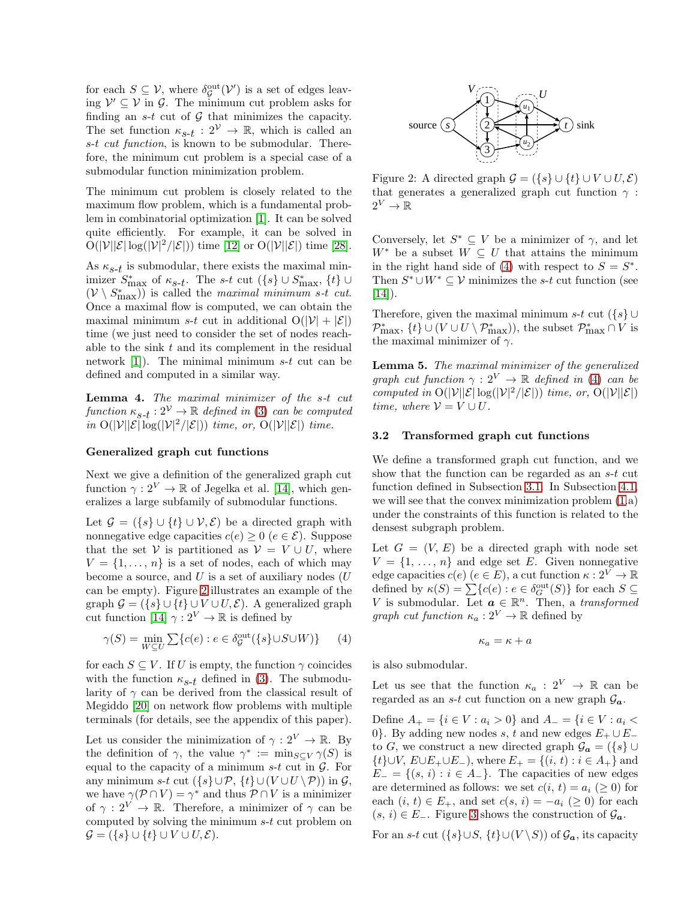for each $S \subseteq \mathcal{V}$, where $\delta^{\mathrm{out}}_{\mathcal{G}}(\mathcal{V}')$ is a set of edges leaving $\mathcal{V}' \subseteq \mathcal{V}$ in $\mathcal{G}$. The minimum cut problem asks for finding an $s$-$t$ cut of $\mathcal{G}$ that minimizes the capacity. The set function $\kappa_{s\text{-}t} : 2^{\mathcal{V}} \to \mathbb{R}$, which is called an *$s$-$t$ cut function*, is known to be submodular. Therefore, the minimum cut problem is a special case of a submodular function minimization problem.

The minimum cut problem is closely related to the maximum flow problem, which is a fundamental problem in combinatorial optimization [1]. It can be solved quite efficiently. For example, it can be solved in $\mathrm{O}(|\mathcal{V}||\mathcal{E}|\log(|\mathcal{V}|^2/|\mathcal{E}|))$ time [12] or $\mathrm{O}(|\mathcal{V}||\mathcal{E}|)$ time [28].

As $\kappa_{s\text{-}t}$ is submodular, there exists the maximal minimizer $S^*_{\max}$ of $\kappa_{s\text{-}t}$. The $s$-$t$ cut $(\{s\} \cup S^*_{\max},\ \{t\} \cup (\mathcal{V} \setminus S^*_{\max}))$ is called the *maximal minimum $s$-$t$ cut*. Once a maximal flow is computed, we can obtain the maximal minimum $s$-$t$ cut in additional $\mathrm{O}(|\mathcal{V}| + |\mathcal{E}|)$ time (we just need to consider the set of nodes reachable to the sink $t$ and its complement in the residual network [1]). The minimal minimum $s$-$t$ cut can be defined and computed in a similar way.

**Lemma 4.** *The maximal minimizer of the $s$-$t$ cut function $\kappa_{s\text{-}t} : 2^{\mathcal{V}} \to \mathbb{R}$ defined in (3) can be computed in $\mathrm{O}(|\mathcal{V}||\mathcal{E}|\log(|\mathcal{V}|^2/|\mathcal{E}|))$ time, or, $\mathrm{O}(|\mathcal{V}||\mathcal{E}|)$ time.*

#### Generalized graph cut functions

Next we give a definition of the generalized graph cut function $\gamma : 2^V \to \mathbb{R}$ of Jegelka et al. [14], which generalizes a large subfamily of submodular functions.

Let $\mathcal{G} = (\{s\} \cup \{t\} \cup \mathcal{V}, \mathcal{E})$ be a directed graph with nonnegative edge capacities $c(e) \geq 0$ $(e \in \mathcal{E})$. Suppose that the set $\mathcal{V}$ is partitioned as $\mathcal{V} = V \cup U$, where $V = \{1, \ldots, n\}$ is a set of nodes, each of which may become a source, and $U$ is a set of auxiliary nodes ($U$ can be empty). Figure 2 illustrates an example of the graph $\mathcal{G} = (\{s\} \cup \{t\} \cup V \cup U, \mathcal{E})$. A generalized graph cut function [14] $\gamma : 2^V \to \mathbb{R}$ is defined by

$$\gamma(S) = \min_{W \subseteq U} \sum\{c(e) : e \in \delta^{\mathrm{out}}_{\mathcal{G}}(\{s\} \cup S \cup W)\} \qquad (4)$$

for each $S \subseteq V$. If $U$ is empty, the function $\gamma$ coincides with the function $\kappa_{s\text{-}t}$ defined in (3). The submodularity of $\gamma$ can be derived from the classical result of Megiddo [20] on network flow problems with multiple terminals (for details, see the appendix of this paper).

Let us consider the minimization of $\gamma : 2^V \to \mathbb{R}$. By the definition of $\gamma$, the value $\gamma^* := \min_{S \subseteq V} \gamma(S)$ is equal to the capacity of a minimum $s$-$t$ cut in $\mathcal{G}$. For any minimum $s$-$t$ cut $(\{s\} \cup \mathcal{P},\ \{t\} \cup (V \cup U \setminus \mathcal{P}))$ in $\mathcal{G}$, we have $\gamma(\mathcal{P} \cap V) = \gamma^*$ and thus $\mathcal{P} \cap V$ is a minimizer of $\gamma : 2^V \to \mathbb{R}$. Therefore, a minimizer of $\gamma$ can be computed by solving the minimum $s$-$t$ cut problem on $\mathcal{G} = (\{s\} \cup \{t\} \cup V \cup U, \mathcal{E})$.

V
U
source
sink
s
1
2
3
u1
u2
t

Figure 2: A directed graph $\mathcal{G} = (\{s\} \cup \{t\} \cup V \cup U, \mathcal{E})$ that generates a generalized graph cut function $\gamma : 2^V \to \mathbb{R}$

Conversely, let $S^* \subseteq V$ be a minimizer of $\gamma$, and let $W^*$ be a subset $W \subseteq U$ that attains the minimum in the right hand side of (4) with respect to $S = S^*$. Then $S^* \cup W^* \subseteq \mathcal{V}$ minimizes the $s$-$t$ cut function (see [14]).

Therefore, given the maximal minimum $s$-$t$ cut $(\{s\} \cup \mathcal{P}^*_{\max},\ \{t\} \cup (V \cup U \setminus \mathcal{P}^*_{\max}))$, the subset $\mathcal{P}^*_{\max} \cap V$ is the maximal minimizer of $\gamma$.

**Lemma 5.** *The maximal minimizer of the generalized graph cut function $\gamma : 2^V \to \mathbb{R}$ defined in (4) can be computed in $\mathrm{O}(|\mathcal{V}||\mathcal{E}|\log(|\mathcal{V}|^2/|\mathcal{E}|))$ time, or, $\mathrm{O}(|\mathcal{V}||\mathcal{E}|)$ time, where $\mathcal{V} = V \cup U$.*

### 3.2 Transformed graph cut functions

We define a transformed graph cut function, and we show that the function can be regarded as an $s$-$t$ cut function defined in Subsection 3.1. In Subsection 4.1, we will see that the convex minimization problem (1.a) under the constraints of this function is related to the densest subgraph problem.

Let $G = (V, E)$ be a directed graph with node set $V = \{1, \ldots, n\}$ and edge set $E$. Given nonnegative edge capacities $c(e)$ $(e \in E)$, a cut function $\kappa : 2^V \to \mathbb{R}$ defined by $\kappa(S) = \sum\{c(e) : e \in \delta^{\mathrm{out}}_G(S)\}$ for each $S \subseteq V$ is submodular. Let $\boldsymbol{a} \in \mathbb{R}^n$. Then, a *transformed graph cut function* $\kappa_{\boldsymbol{a}} : 2^V \to \mathbb{R}$ defined by

$$\kappa_{\boldsymbol{a}} = \kappa + a$$

is also submodular.

Let us see that the function $\kappa_{\boldsymbol{a}} : 2^V \to \mathbb{R}$ can be regarded as an $s$-$t$ cut function on a new graph $\mathcal{G}_{\boldsymbol{a}}$.

Define $A_+ = \{i \in V : a_i > 0\}$ and $A_- = \{i \in V : a_i < 0\}$. By adding new nodes $s$, $t$ and new edges $E_+ \cup E_-$ to $G$, we construct a new directed graph $\mathcal{G}_{\boldsymbol{a}} = (\{s\} \cup \{t\} \cup V,\ E \cup E_+ \cup E_-)$, where $E_+ = \{(i, t) : i \in A_+\}$ and $E_- = \{(s, i) : i \in A_-\}$. The capacities of new edges are determined as follows: we set $c(i, t) = a_i$ $(\geq 0)$ for each $(i, t) \in E_+$, and set $c(s, i) = -a_i$ $(\geq 0)$ for each $(s, i) \in E_-$. Figure 3 shows the construction of $\mathcal{G}_{\boldsymbol{a}}$.

For an $s$-$t$ cut $(\{s\} \cup S,\ \{t\} \cup (V \setminus S))$ of $\mathcal{G}_{\boldsymbol{a}}$, its capacity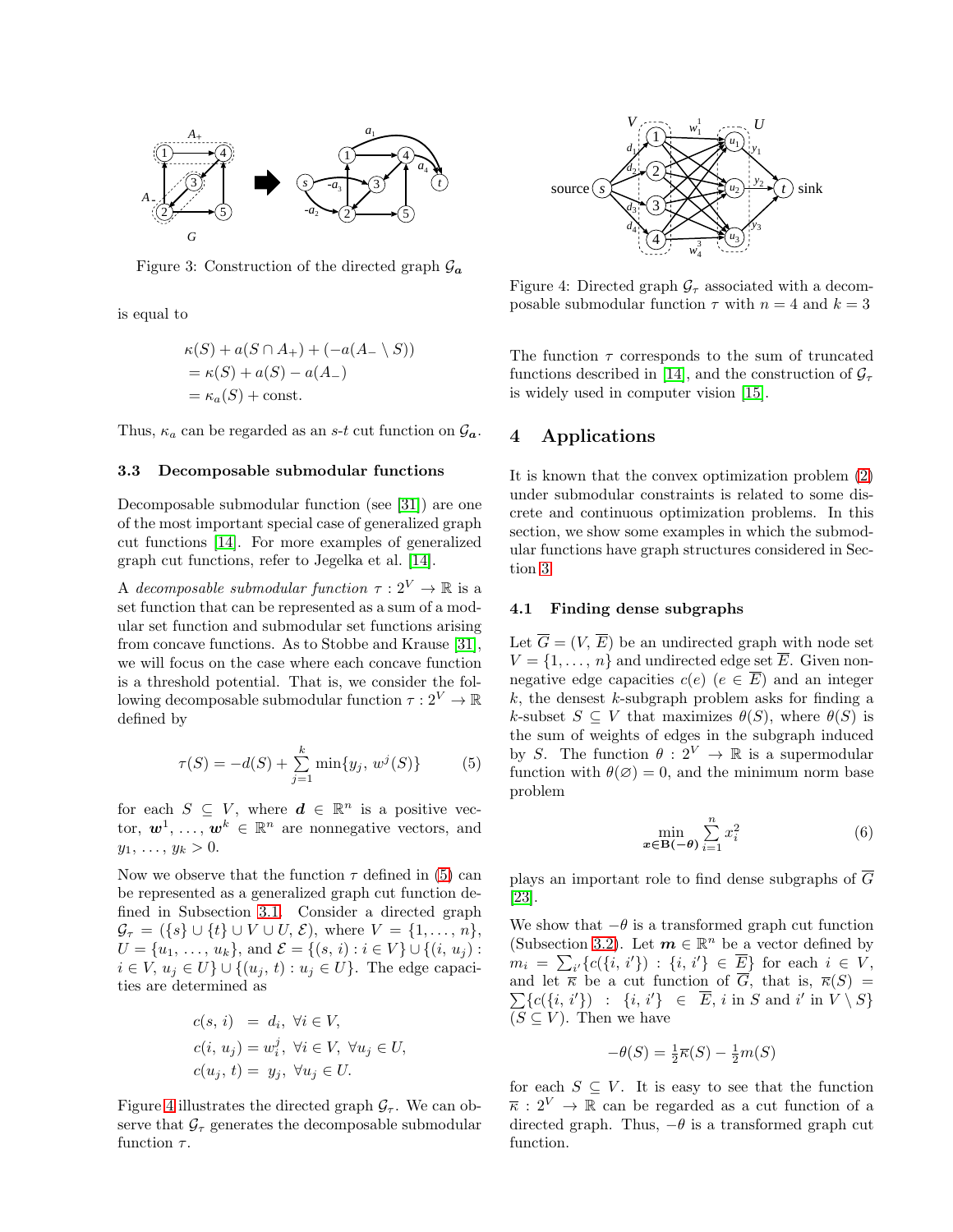A₊

A₋

G

$a_1$

$a_4$

$-a_3$

$-a_2$

Figure 3: Construction of the directed graph $\mathcal{G}_{\boldsymbol{a}}$

is equal to

$$
\begin{aligned}
&\kappa(S) + a(S \cap A_+) + (-a(A_- \setminus S)) \\
&= \kappa(S) + a(S) - a(A_-) \\
&= \kappa_a(S) + \text{const.}
\end{aligned}
$$

Thus, $\kappa_a$ can be regarded as an $s$-$t$ cut function on $\mathcal{G}_{\boldsymbol{a}}$.

### 3.3 Decomposable submodular functions

Decomposable submodular function (see [31]) are one of the most important special case of generalized graph cut functions [14]. For more examples of generalized graph cut functions, refer to Jegelka et al. [14].

A *decomposable submodular function* $\tau : 2^V \to \mathbb{R}$ is a set function that can be represented as a sum of a modular set function and submodular set functions arising from concave functions. As to Stobbe and Krause [31], we will focus on the case where each concave function is a threshold potential. That is, we consider the following decomposable submodular function $\tau : 2^V \to \mathbb{R}$ defined by

$$
\tau(S) = -d(S) + \sum_{j=1}^{k} \min\{y_j,\, w^j(S)\} \tag{5}
$$

for each $S \subseteq V$, where $\boldsymbol{d} \in \mathbb{R}^n$ is a positive vector, $\boldsymbol{w}^1, \ldots, \boldsymbol{w}^k \in \mathbb{R}^n$ are nonnegative vectors, and $y_1, \ldots, y_k > 0$.

Now we observe that the function $\tau$ defined in (5) can be represented as a generalized graph cut function defined in Subsection 3.1. Consider a directed graph $\mathcal{G}_\tau = (\{s\} \cup \{t\} \cup V \cup U, \mathcal{E})$, where $V = \{1, \ldots, n\}$, $U = \{u_1, \ldots, u_k\}$, and $\mathcal{E} = \{(s, i) : i \in V\} \cup \{(i, u_j) : i \in V, u_j \in U\} \cup \{(u_j, t) : u_j \in U\}$. The edge capacities are determined as

$$
\begin{aligned}
c(s, i) &= d_i, \ \forall i \in V, \\
c(i, u_j) &= w_i^j, \ \forall i \in V, \ \forall u_j \in U, \\
c(u_j, t) &= y_j, \ \forall u_j \in U.
\end{aligned}
$$

Figure 4 illustrates the directed graph $\mathcal{G}_\tau$. We can observe that $\mathcal{G}_\tau$ generates the decomposable submodular function $\tau$.

V

U

$w_1^1$

$w_4^3$

$d_1$

$d_2$

$d_3$

$d_4$

$y_1$

$y_2$

$y_3$

source

sink

Figure 4: Directed graph $\mathcal{G}_\tau$ associated with a decomposable submodular function $\tau$ with $n = 4$ and $k = 3$

The function $\tau$ corresponds to the sum of truncated functions described in [14], and the construction of $\mathcal{G}_\tau$ is widely used in computer vision [15].

## 4 Applications

It is known that the convex optimization problem (2) under submodular constraints is related to some discrete and continuous optimization problems. In this section, we show some examples in which the submodular functions have graph structures considered in Section 3.

### 4.1 Finding dense subgraphs

Let $\overline{G} = (V, \overline{E})$ be an undirected graph with node set $V = \{1, \ldots, n\}$ and undirected edge set $\overline{E}$. Given nonnegative edge capacities $c(e)$ $(e \in \overline{E})$ and an integer $k$, the densest $k$-subgraph problem asks for finding a $k$-subset $S \subseteq V$ that maximizes $\theta(S)$, where $\theta(S)$ is the sum of weights of edges in the subgraph induced by $S$. The function $\theta : 2^V \to \mathbb{R}$ is a supermodular function with $\theta(\varnothing) = 0$, and the minimum norm base problem

$$
\min_{\boldsymbol{x} \in \mathbf{B}(-\boldsymbol{\theta})} \sum_{i=1}^{n} x_i^2 \tag{6}
$$

plays an important role to find dense subgraphs of $\overline{G}$ [23].

We show that $-\theta$ is a transformed graph cut function (Subsection 3.2). Let $\boldsymbol{m} \in \mathbb{R}^n$ be a vector defined by $m_i = \sum_{i'}\{c(\{i, i'\}) : \{i, i'\} \in \overline{E}\}$ for each $i \in V$, and let $\overline{\kappa}$ be a cut function of $\overline{G}$, that is, $\overline{\kappa}(S) = \sum\{c(\{i, i'\}) : \{i, i'\} \in \overline{E}, i \text{ in } S \text{ and } i' \text{ in } V \setminus S\}$ $(S \subseteq V)$. Then we have

$$
-\theta(S) = \tfrac{1}{2}\overline{\kappa}(S) - \tfrac{1}{2}m(S)
$$

for each $S \subseteq V$. It is easy to see that the function $\overline{\kappa} : 2^V \to \mathbb{R}$ can be regarded as a cut function of a directed graph. Thus, $-\theta$ is a transformed graph cut function.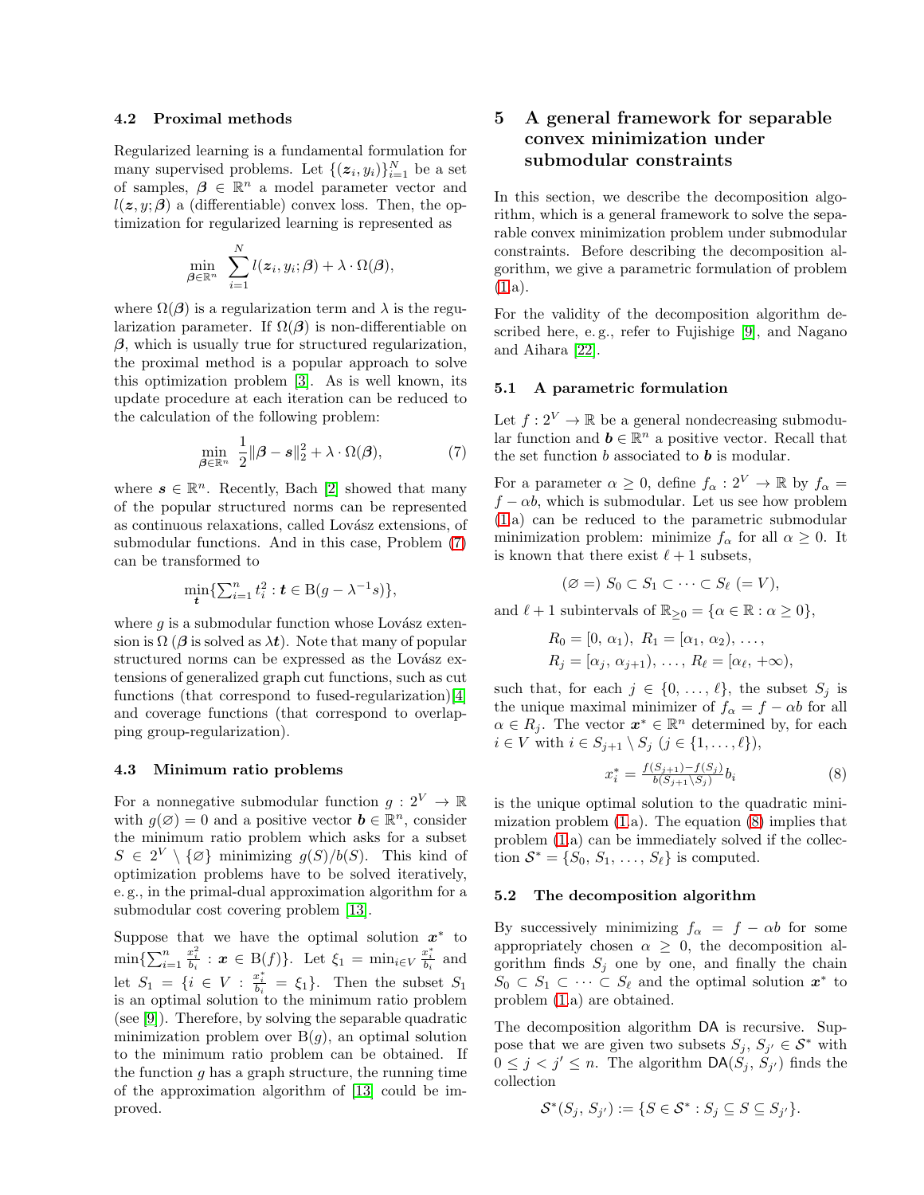### 4.2 Proximal methods

Regularized learning is a fundamental formulation for many supervised problems. Let $\{(\boldsymbol{z}_i, y_i)\}_{i=1}^N$ be a set of samples, $\boldsymbol{\beta} \in \mathbb{R}^n$ a model parameter vector and $l(\boldsymbol{z}, y; \boldsymbol{\beta})$ a (differentiable) convex loss. Then, the optimization for regularized learning is represented as

$$\min_{\boldsymbol{\beta} \in \mathbb{R}^n} \sum_{i=1}^N l(\boldsymbol{z}_i, y_i; \boldsymbol{\beta}) + \lambda \cdot \Omega(\boldsymbol{\beta}),$$

where $\Omega(\boldsymbol{\beta})$ is a regularization term and $\lambda$ is the regularization parameter. If $\Omega(\boldsymbol{\beta})$ is non-differentiable on $\boldsymbol{\beta}$, which is usually true for structured regularization, the proximal method is a popular approach to solve this optimization problem [3]. As is well known, its update procedure at each iteration can be reduced to the calculation of the following problem:

$$\min_{\boldsymbol{\beta} \in \mathbb{R}^n} \frac{1}{2}\|\boldsymbol{\beta} - \boldsymbol{s}\|_2^2 + \lambda \cdot \Omega(\boldsymbol{\beta}), \tag{7}$$

where $\boldsymbol{s} \in \mathbb{R}^n$. Recently, Bach [2] showed that many of the popular structured norms can be represented as continuous relaxations, called Lovász extensions, of submodular functions. And in this case, Problem (7) can be transformed to

$$\min_{\boldsymbol{t}} \{\textstyle\sum_{i=1}^n t_i^2 : \boldsymbol{t} \in \mathrm{B}(g - \lambda^{-1}s)\},$$

where $g$ is a submodular function whose Lovász extension is $\Omega$ ($\boldsymbol{\beta}$ is solved as $\lambda \boldsymbol{t}$). Note that many of popular structured norms can be expressed as the Lovász extensions of generalized graph cut functions, such as cut functions (that correspond to fused-regularization)[4] and coverage functions (that correspond to overlapping group-regularization).

### 4.3 Minimum ratio problems

For a nonnegative submodular function $g : 2^V \to \mathbb{R}$ with $g(\varnothing) = 0$ and a positive vector $\boldsymbol{b} \in \mathbb{R}^n$, consider the minimum ratio problem which asks for a subset $S \in 2^V \setminus \{\varnothing\}$ minimizing $g(S)/b(S)$. This kind of optimization problems have to be solved iteratively, e.g., in the primal-dual approximation algorithm for a submodular cost covering problem [13].

Suppose that we have the optimal solution $\boldsymbol{x}^*$ to $\min\{\sum_{i=1}^n \frac{x_i^2}{b_i} : \boldsymbol{x} \in \mathrm{B}(f)\}$. Let $\xi_1 = \min_{i \in V} \frac{x_i^*}{b_i}$ and let $S_1 = \{i \in V : \frac{x_i^*}{b_i} = \xi_1\}$. Then the subset $S_1$ is an optimal solution to the minimum ratio problem (see [9]). Therefore, by solving the separable quadratic minimization problem over $\mathrm{B}(g)$, an optimal solution to the minimum ratio problem can be obtained. If the function $g$ has a graph structure, the running time of the approximation algorithm of [13] could be improved.

## 5 A general framework for separable convex minimization under submodular constraints

In this section, we describe the decomposition algorithm, which is a general framework to solve the separable convex minimization problem under submodular constraints. Before describing the decomposition algorithm, we give a parametric formulation of problem (1.a).

For the validity of the decomposition algorithm described here, e.g., refer to Fujishige [9], and Nagano and Aihara [22].

### 5.1 A parametric formulation

Let $f : 2^V \to \mathbb{R}$ be a general nondecreasing submodular function and $\boldsymbol{b} \in \mathbb{R}^n$ a positive vector. Recall that the set function $b$ associated to $\boldsymbol{b}$ is modular.

For a parameter $\alpha \geq 0$, define $f_\alpha : 2^V \to \mathbb{R}$ by $f_\alpha = f - \alpha b$, which is submodular. Let us see how problem (1.a) can be reduced to the parametric submodular minimization problem: minimize $f_\alpha$ for all $\alpha \geq 0$. It is known that there exist $\ell + 1$ subsets,

$$(\varnothing =)\ S_0 \subset S_1 \subset \cdots \subset S_\ell\ (= V),$$

and $\ell + 1$ subintervals of $\mathbb{R}_{\geq 0} = \{\alpha \in \mathbb{R} : \alpha \geq 0\}$,

$$R_0 = [0,\, \alpha_1),\ R_1 = [\alpha_1,\, \alpha_2),\, \ldots,$$
$$R_j = [\alpha_j,\, \alpha_{j+1}),\, \ldots,\, R_\ell = [\alpha_\ell,\, +\infty),$$

such that, for each $j \in \{0, \ldots, \ell\}$, the subset $S_j$ is the unique maximal minimizer of $f_\alpha = f - \alpha b$ for all $\alpha \in R_j$. The vector $\boldsymbol{x}^* \in \mathbb{R}^n$ determined by, for each $i \in V$ with $i \in S_{j+1} \setminus S_j$ ($j \in \{1, \ldots, \ell\}$),

$$x_i^* = \frac{f(S_{j+1}) - f(S_j)}{b(S_{j+1} \setminus S_j)} b_i \tag{8}$$

is the unique optimal solution to the quadratic minimization problem (1.a). The equation (8) implies that problem (1.a) can be immediately solved if the collection $\mathcal{S}^* = \{S_0, S_1, \ldots, S_\ell\}$ is computed.

### 5.2 The decomposition algorithm

By successively minimizing $f_\alpha = f - \alpha b$ for some appropriately chosen $\alpha \geq 0$, the decomposition algorithm finds $S_j$ one by one, and finally the chain $S_0 \subset S_1 \subset \cdots \subset S_\ell$ and the optimal solution $\boldsymbol{x}^*$ to problem (1.a) are obtained.

The decomposition algorithm $\mathsf{DA}$ is recursive. Suppose that we are given two subsets $S_j, S_{j'} \in \mathcal{S}^*$ with $0 \leq j < j' \leq n$. The algorithm $\mathsf{DA}(S_j, S_{j'})$ finds the collection

$$\mathcal{S}^*(S_j, S_{j'}) := \{S \in \mathcal{S}^* : S_j \subseteq S \subseteq S_{j'}\}.$$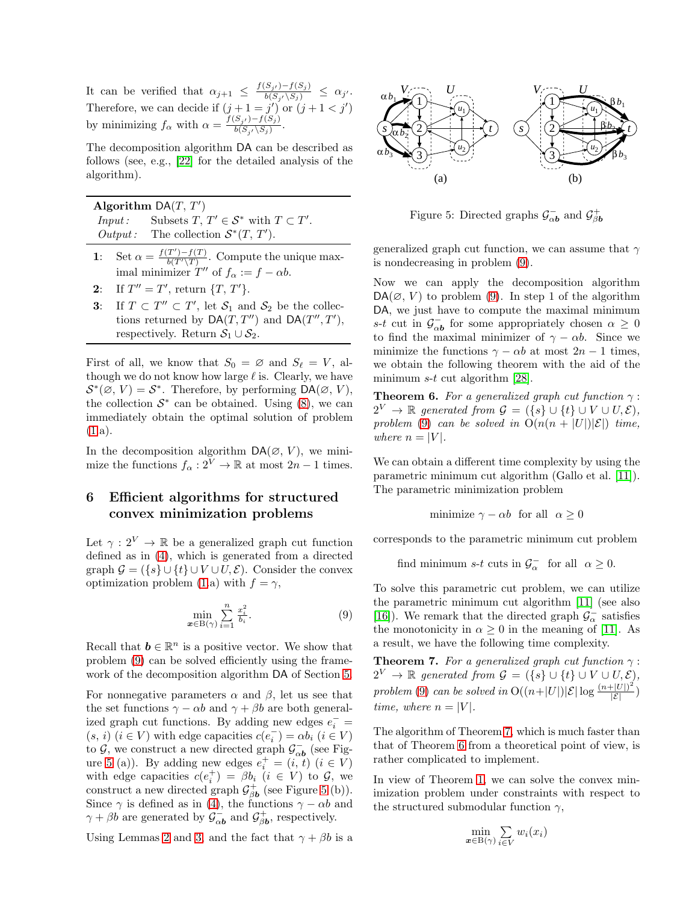It can be verified that $\alpha_{j+1} \leq \frac{f(S_{j'})-f(S_j)}{b(S_{j'} \setminus S_j)} \leq \alpha_{j'}$. Therefore, we can decide if $(j+1 = j')$ or $(j+1 < j')$ by minimizing $f_\alpha$ with $\alpha = \frac{f(S_{j'})-f(S_j)}{b(S_{j'} \setminus S_j)}$.

The decomposition algorithm DA can be described as follows (see, e.g., [22] for the detailed analysis of the algorithm).

**Algorithm** DA($T$, $T'$)

*Input:* Subsets $T, T' \in \mathcal{S}^*$ with $T \subset T'$.
*Output:* The collection $\mathcal{S}^*(T, T')$.

1: Set $\alpha = \frac{f(T')-f(T)}{b(T' \setminus T)}$. Compute the unique maximal minimizer $T''$ of $f_\alpha := f - \alpha b$.

2: If $T'' = T'$, return $\{T, T'\}$.

3: If $T \subset T'' \subset T'$, let $\mathcal{S}_1$ and $\mathcal{S}_2$ be the collections returned by DA($T, T''$) and DA($T'', T'$), respectively. Return $\mathcal{S}_1 \cup \mathcal{S}_2$.

First of all, we know that $S_0 = \varnothing$ and $S_\ell = V$, although we do not know how large $\ell$ is. Clearly, we have $\mathcal{S}^*(\varnothing, V) = \mathcal{S}^*$. Therefore, by performing DA($\varnothing$, $V$), the collection $\mathcal{S}^*$ can be obtained. Using (8), we can immediately obtain the optimal solution of problem (1a).

In the decomposition algorithm DA($\varnothing$, $V$), we minimize the functions $f_\alpha : 2^V \to \mathbb{R}$ at most $2n-1$ times.

## 6 Efficient algorithms for structured convex minimization problems

Let $\gamma : 2^V \to \mathbb{R}$ be a generalized graph cut function defined as in (4), which is generated from a directed graph $\mathcal{G} = (\{s\} \cup \{t\} \cup V \cup U, \mathcal{E})$. Consider the convex optimization problem (1a) with $f = \gamma$,

$$\min_{\boldsymbol{x} \in \mathrm{B}(\gamma)} \sum_{i=1}^{n} \frac{x_i^2}{b_i}. \tag{9}$$

Recall that $\boldsymbol{b} \in \mathbb{R}^n$ is a positive vector. We show that problem (9) can be solved efficiently using the framework of the decomposition algorithm DA of Section 5.

For nonnegative parameters $\alpha$ and $\beta$, let us see that the set functions $\gamma - \alpha b$ and $\gamma + \beta b$ are both generalized graph cut functions. By adding new edges $e_i^- = (s, i)$ $(i \in V)$ with edge capacities $c(e_i^-) = \alpha b_i$ $(i \in V)$ to $\mathcal{G}$, we construct a new directed graph $\mathcal{G}^-_{\alpha \boldsymbol{b}}$ (see Figure 5 (a)). By adding new edges $e_i^+ = (i, t)$ $(i \in V)$ with edge capacities $c(e_i^+) = \beta b_i$ $(i \in V)$ to $\mathcal{G}$, we construct a new directed graph $\mathcal{G}^+_{\beta \boldsymbol{b}}$ (see Figure 5(b)). Since $\gamma$ is defined as in (4), the functions $\gamma - \alpha b$ and $\gamma + \beta b$ are generated by $\mathcal{G}^-_{\alpha \boldsymbol{b}}$ and $\mathcal{G}^+_{\beta \boldsymbol{b}}$, respectively.

Using Lemmas 2 and 3, and the fact that $\gamma + \beta b$ is a generalized graph cut function, we can assume that $\gamma$ is nondecreasing in problem (9).

Figure 5: Directed graphs $\mathcal{G}^-_{\alpha \boldsymbol{b}}$ and $\mathcal{G}^+_{\beta \boldsymbol{b}}$

Now we can apply the decomposition algorithm DA($\varnothing$, $V$) to problem (9). In step 1 of the algorithm DA, we just have to compute the maximal minimum $s$-$t$ cut in $\mathcal{G}^-_{\alpha \boldsymbol{b}}$ for some appropriately chosen $\alpha \geq 0$ to find the maximal minimizer of $\gamma - \alpha b$. Since we minimize the functions $\gamma - \alpha b$ at most $2n-1$ times, we obtain the following theorem with the aid of the minimum $s$-$t$ cut algorithm [28].

**Theorem 6.** *For a generalized graph cut function $\gamma : 2^V \to \mathbb{R}$ generated from $\mathcal{G} = (\{s\} \cup \{t\} \cup V \cup U, \mathcal{E})$, problem (9) can be solved in $\mathrm{O}(n(n + |U|)|\mathcal{E}|)$ time, where $n = |V|$.*

We can obtain a different time complexity by using the parametric minimum cut algorithm (Gallo et al. [11]). The parametric minimization problem

$$\text{minimize } \gamma - \alpha b \ \text{ for all } \ \alpha \geq 0$$

corresponds to the parametric minimum cut problem

$$\text{find minimum } s\text{-}t \text{ cuts in } \mathcal{G}^-_\alpha \ \text{ for all } \ \alpha \geq 0.$$

To solve this parametric cut problem, we can utilize the parametric minimum cut algorithm [11] (see also [16]). We remark that the directed graph $\mathcal{G}^-_\alpha$ satisfies the monotonicity in $\alpha \geq 0$ in the meaning of [11]. As a result, we have the following time complexity.

**Theorem 7.** *For a generalized graph cut function $\gamma : 2^V \to \mathbb{R}$ generated from $\mathcal{G} = (\{s\} \cup \{t\} \cup V \cup U, \mathcal{E})$, problem (9) can be solved in $\mathrm{O}((n+|U|)|\mathcal{E}| \log \frac{(n+|U|)^2}{|\mathcal{E}|})$ time, where $n = |V|$.*

The algorithm of Theorem 7, which is much faster than that of Theorem 6 from a theoretical point of view, is rather complicated to implement.

In view of Theorem 1, we can solve the convex minimization problem under constraints with respect to the structured submodular function $\gamma$,

$$\min_{\boldsymbol{x} \in \mathrm{B}(\gamma)} \sum_{i \in V} w_i(x_i)$$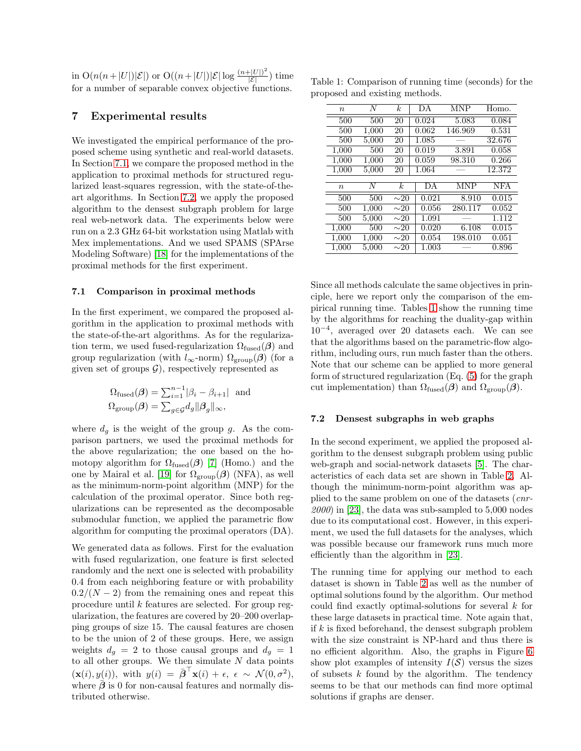in $\mathrm{O}(n(n+|U|)|\mathcal{E}|)$ or $\mathrm{O}((n+|U|)|\mathcal{E}|\log\frac{(n+|U|)^2}{|\mathcal{E}|})$ time for a number of separable convex objective functions.

## 7 Experimental results

We investigated the empirical performance of the proposed scheme using synthetic and real-world datasets. In Section 7.1, we compare the proposed method in the application to proximal methods for structured regularized least-squares regression, with the state-of-the-art algorithms. In Section 7.2, we apply the proposed algorithm to the densest subgraph problem for large real web-network data. The experiments below were run on a 2.3 GHz 64-bit workstation using Matlab with Mex implementations. And we used SPAMS (SPArse Modeling Software) [18] for the implementations of the proximal methods for the first experiment.

### 7.1 Comparison in proximal methods

In the first experiment, we compared the proposed algorithm in the application to proximal methods with the state-of-the-art algorithms. As for the regularization term, we used fused-regularization $\Omega_{\text{fused}}(\boldsymbol{\beta})$ and group regularization (with $l_\infty$-norm) $\Omega_{\text{group}}(\boldsymbol{\beta})$ (for a given set of groups $\mathcal{G}$), respectively represented as

$$\Omega_{\text{fused}}(\boldsymbol{\beta}) = \textstyle\sum_{i=1}^{n-1}|\beta_i - \beta_{i+1}| \text{ and}$$
$$\Omega_{\text{group}}(\boldsymbol{\beta}) = \textstyle\sum_{g\in\mathcal{G}} d_g\|\boldsymbol{\beta}_g\|_\infty,$$

where $d_g$ is the weight of the group $g$. As the comparison partners, we used the proximal methods for the above regularization; the one based on the homotopy algorithm for $\Omega_{\text{fused}}(\boldsymbol{\beta})$ [7] (Homo.) and the one by Mairal et al. [19] for $\Omega_{\text{group}}(\boldsymbol{\beta})$ (NFA), as well as the minimum-norm-point algorithm (MNP) for the calculation of the proximal operator. Since both regularizations can be represented as the decomposable submodular function, we applied the parametric flow algorithm for computing the proximal operators (DA).

We generated data as follows. First for the evaluation with fused regularization, one feature is first selected randomly and the next one is selected with probability 0.4 from each neighboring feature or with probability $0.2/(N-2)$ from the remaining ones and repeat this procedure until $k$ features are selected. For group regularization, the features are covered by 20–200 overlapping groups of size 15. The causal features are chosen to be the union of 2 of these groups. Here, we assign weights $d_g = 2$ to those causal groups and $d_g = 1$ to all other groups. We then simulate $N$ data points $(\mathbf{x}(i), y(i))$, with $y(i) = \bar{\boldsymbol{\beta}}^\top \mathbf{x}(i) + \epsilon$, $\epsilon \sim \mathcal{N}(0, \sigma^2)$, where $\bar{\boldsymbol{\beta}}$ is 0 for non-causal features and normally distributed otherwise.

Table 1: Comparison of running time (seconds) for the proposed and existing methods.

| $n$ | $N$ | $k$ | DA | MNP | Homo. |
|---|---|---|---|---|---|
| 500 | 500 | 20 | 0.024 | 5.083 | 0.084 |
| 500 | 1,000 | 20 | 0.062 | 146.969 | 0.531 |
| 500 | 5,000 | 20 | 1.085 | — | 32.676 |
| 1,000 | 500 | 20 | 0.019 | 3.891 | 0.058 |
| 1,000 | 1,000 | 20 | 0.059 | 98.310 | 0.266 |
| 1,000 | 5,000 | 20 | 1.064 | — | 12.372 |

| $n$ | $N$ | $k$ | DA | MNP | NFA |
|---|---|---|---|---|---|
| 500 | 500 | ∼20 | 0.021 | 8.910 | 0.015 |
| 500 | 1,000 | ∼20 | 0.056 | 280.117 | 0.052 |
| 500 | 5,000 | ∼20 | 1.091 | — | 1.112 |
| 1,000 | 500 | ∼20 | 0.020 | 6.108 | 0.015 |
| 1,000 | 1,000 | ∼20 | 0.054 | 198.010 | 0.051 |
| 1,000 | 5,000 | ∼20 | 1.003 | — | 0.896 |

Since all methods calculate the same objectives in principle, here we report only the comparison of the empirical running time. Tables 1 show the running time by the algorithms for reaching the duality-gap within $10^{-4}$, averaged over 20 datasets each. We can see that the algorithms based on the parametric-flow algorithm, including ours, run much faster than the others. Note that our scheme can be applied to more general form of structured regularization (Eq. (5) for the graph cut implementation) than $\Omega_{\text{fused}}(\boldsymbol{\beta})$ and $\Omega_{\text{group}}(\boldsymbol{\beta})$.

### 7.2 Densest subgraphs in web graphs

In the second experiment, we applied the proposed algorithm to the densest subgraph problem using public web-graph and social-network datasets [5]. The characteristics of each data set are shown in Table 2. Although the minimum-norm-point algorithm was applied to the same problem on one of the datasets (*cnr-2000*) in [23], the data was sub-sampled to 5,000 nodes due to its computational cost. However, in this experiment, we used the full datasets for the analyses, which was possible because our framework runs much more efficiently than the algorithm in [23].

The running time for applying our method to each dataset is shown in Table 2 as well as the number of optimal solutions found by the algorithm. Our method could find exactly optimal-solutions for several $k$ for these large datasets in practical time. Note again that, if $k$ is fixed beforehand, the densest subgraph problem with the size constraint is NP-hard and thus there is no efficient algorithm. Also, the graphs in Figure 6 show plot examples of intensity $I(\mathcal{S})$ versus the sizes of subsets $k$ found by the algorithm. The tendency seems to be that our methods can find more optimal solutions if graphs are denser.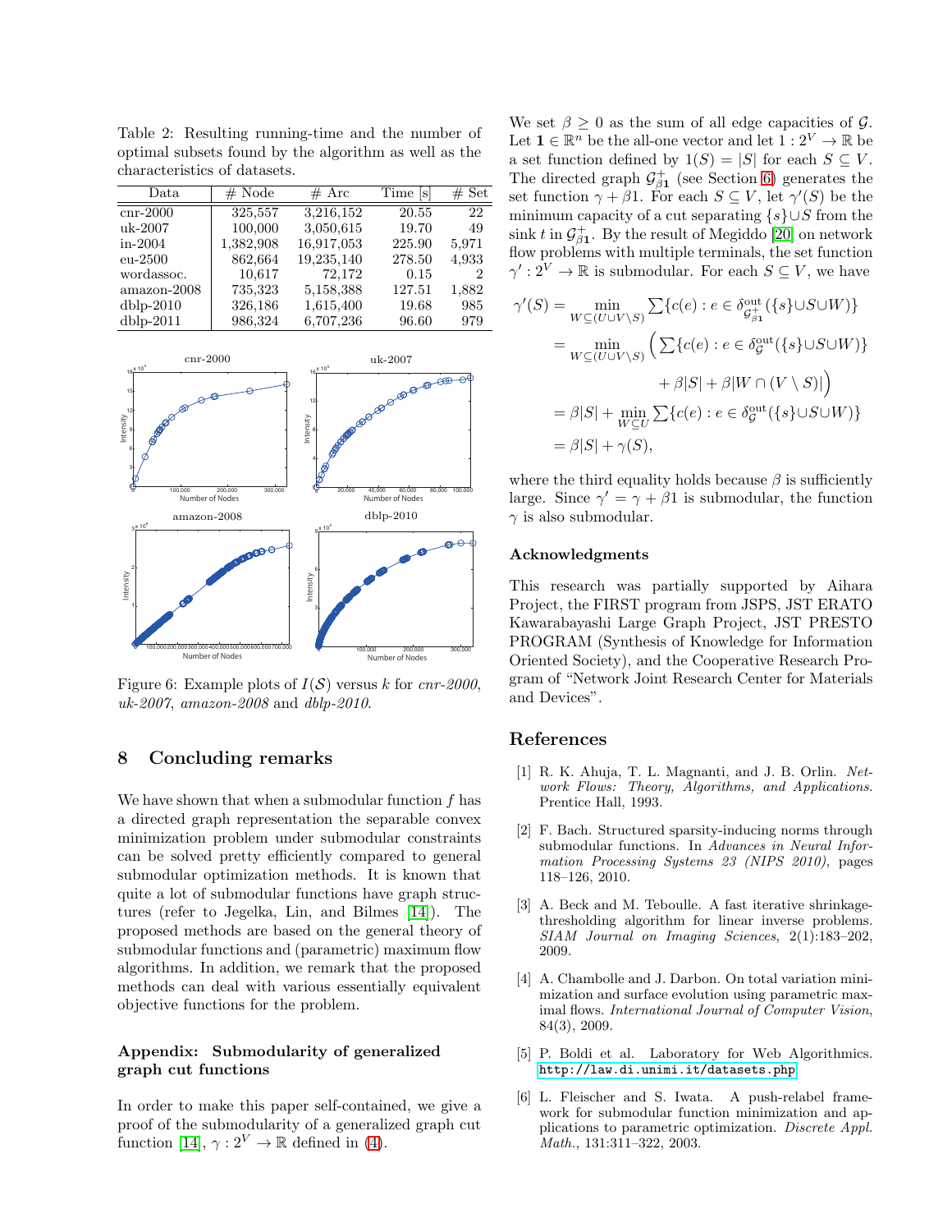Table 2: Resulting running-time and the number of optimal subsets found by the algorithm as well as the characteristics of datasets.

| Data | # Node | # Arc | Time [s] | # Set |
|---|---|---|---|---|
| cnr-2000 | 325,557 | 3,216,152 | 20.55 | 22 |
| uk-2007 | 100,000 | 3,050,615 | 19.70 | 49 |
| in-2004 | 1,382,908 | 16,917,053 | 225.90 | 5,971 |
| eu-2500 | 862,664 | 19,235,140 | 278.50 | 4,933 |
| wordassoc. | 10,617 | 72,172 | 0.15 | 2 |
| amazon-2008 | 735,323 | 5,158,388 | 127.51 | 1,882 |
| dblp-2010 | 326,186 | 1,615,400 | 19.68 | 985 |
| dblp-2011 | 986,324 | 6,707,236 | 96.60 | 979 |

cnr-2000

uk-2007

amazon-2008

dblp-2010

Intensity

Number of Nodes

Figure 6: Example plots of $I(\mathcal{S})$ versus $k$ for *cnr-2000*, *uk-2007*, *amazon-2008* and *dblp-2010*.

## 8 Concluding remarks

We have shown that when a submodular function $f$ has a directed graph representation the separable convex minimization problem under submodular constraints can be solved pretty efficiently compared to general submodular optimization methods. It is known that quite a lot of submodular functions have graph structures (refer to Jegelka, Lin, and Bilmes [14]). The proposed methods are based on the general theory of submodular functions and (parametric) maximum flow algorithms. In addition, we remark that the proposed methods can deal with various essentially equivalent objective functions for the problem.

### Appendix: Submodularity of generalized graph cut functions

In order to make this paper self-contained, we give a proof of the submodularity of a generalized graph cut function [14], $\gamma : 2^V \to \mathbb{R}$ defined in (4).

We set $\beta \geq 0$ as the sum of all edge capacities of $\mathcal{G}$. Let $\mathbf{1} \in \mathbb{R}^n$ be the all-one vector and let $1 : 2^V \to \mathbb{R}$ be a set function defined by $1(S) = |S|$ for each $S \subseteq V$. The directed graph $\mathcal{G}^+_{\beta\mathbf{1}}$ (see Section 6) generates the set function $\gamma + \beta 1$. For each $S \subseteq V$, let $\gamma'(S)$ be the minimum capacity of a cut separating $\{s\} \cup S$ from the sink $t$ in $\mathcal{G}^+_{\beta\mathbf{1}}$. By the result of Megiddo [20] on network flow problems with multiple terminals, the set function $\gamma' : 2^V \to \mathbb{R}$ is submodular. For each $S \subseteq V$, we have

$$
\begin{aligned}
\gamma'(S) &= \min_{W \subseteq (U \cup V \setminus S)} \sum\{c(e) : e \in \delta^{\mathrm{out}}_{\mathcal{G}^+_{\beta\mathbf{1}}}(\{s\} \cup S \cup W)\} \\
&= \min_{W \subseteq (U \cup V \setminus S)} \Big( \sum\{c(e) : e \in \delta^{\mathrm{out}}_{\mathcal{G}}(\{s\} \cup S \cup W)\} \\
&\qquad + \beta|S| + \beta|W \cap (V \setminus S)| \Big) \\
&= \beta|S| + \min_{W \subseteq U} \sum\{c(e) : e \in \delta^{\mathrm{out}}_{\mathcal{G}}(\{s\} \cup S \cup W)\} \\
&= \beta|S| + \gamma(S),
\end{aligned}
$$

where the third equality holds because $\beta$ is sufficiently large. Since $\gamma' = \gamma + \beta 1$ is submodular, the function $\gamma$ is also submodular.

### Acknowledgments

This research was partially supported by Aihara Project, the FIRST program from JSPS, JST ERATO Kawarabayashi Large Graph Project, JST PRESTO PROGRAM (Synthesis of Knowledge for Information Oriented Society), and the Cooperative Research Program of "Network Joint Research Center for Materials and Devices".

## References

[1] R. K. Ahuja, T. L. Magnanti, and J. B. Orlin. *Network Flows: Theory, Algorithms, and Applications*. Prentice Hall, 1993.

[2] F. Bach. Structured sparsity-inducing norms through submodular functions. In *Advances in Neural Information Processing Systems 23 (NIPS 2010)*, pages 118–126, 2010.

[3] A. Beck and M. Teboulle. A fast iterative shrinkage-thresholding algorithm for linear inverse problems. *SIAM Journal on Imaging Sciences*, 2(1):183–202, 2009.

[4] A. Chambolle and J. Darbon. On total variation minimization and surface evolution using parametric maximal flows. *International Journal of Computer Vision*, 84(3), 2009.

[5] P. Boldi et al. Laboratory for Web Algorithmics. http://law.di.unimi.it/datasets.php

[6] L. Fleischer and S. Iwata. A push-relabel framework for submodular function minimization and applications to parametric optimization. *Discrete Appl. Math.*, 131:311–322, 2003.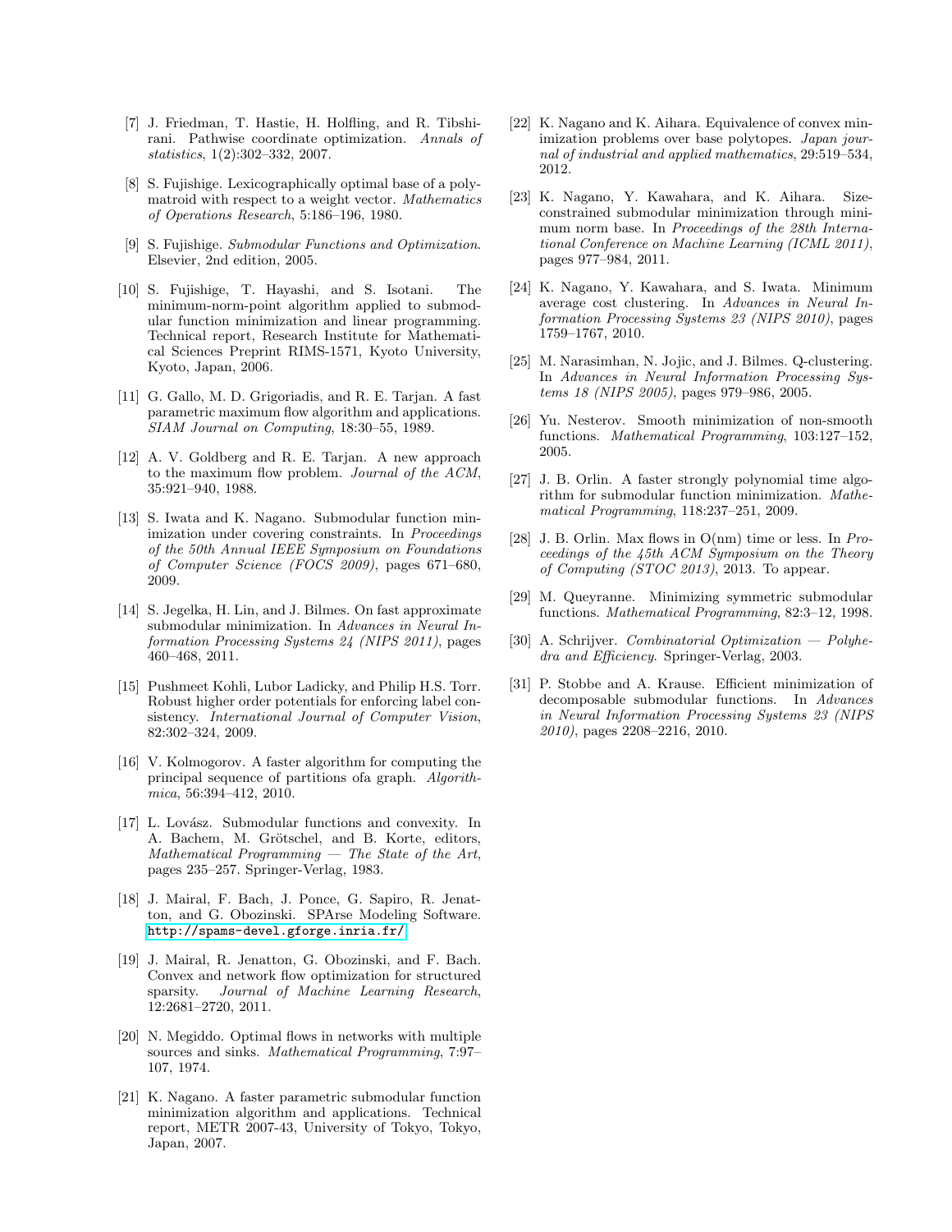[7] J. Friedman, T. Hastie, H. Holfling, and R. Tibshirani. Pathwise coordinate optimization. *Annals of statistics*, 1(2):302–332, 2007.

[8] S. Fujishige. Lexicographically optimal base of a polymatroid with respect to a weight vector. *Mathematics of Operations Research*, 5:186–196, 1980.

[9] S. Fujishige. *Submodular Functions and Optimization*. Elsevier, 2nd edition, 2005.

[10] S. Fujishige, T. Hayashi, and S. Isotani. The minimum-norm-point algorithm applied to submodular function minimization and linear programming. Technical report, Research Institute for Mathematical Sciences Preprint RIMS-1571, Kyoto University, Kyoto, Japan, 2006.

[11] G. Gallo, M. D. Grigoriadis, and R. E. Tarjan. A fast parametric maximum flow algorithm and applications. *SIAM Journal on Computing*, 18:30–55, 1989.

[12] A. V. Goldberg and R. E. Tarjan. A new approach to the maximum flow problem. *Journal of the ACM*, 35:921–940, 1988.

[13] S. Iwata and K. Nagano. Submodular function minimization under covering constraints. In *Proceedings of the 50th Annual IEEE Symposium on Foundations of Computer Science (FOCS 2009)*, pages 671–680, 2009.

[14] S. Jegelka, H. Lin, and J. Bilmes. On fast approximate submodular minimization. In *Advances in Neural Information Processing Systems 24 (NIPS 2011)*, pages 460–468, 2011.

[15] Pushmeet Kohli, Lubor Ladicky, and Philip H.S. Torr. Robust higher order potentials for enforcing label consistency. *International Journal of Computer Vision*, 82:302–324, 2009.

[16] V. Kolmogorov. A faster algorithm for computing the principal sequence of partitions ofa graph. *Algorithmica*, 56:394–412, 2010.

[17] L. Lovász. Submodular functions and convexity. In A. Bachem, M. Grötschel, and B. Korte, editors, *Mathematical Programming — The State of the Art*, pages 235–257. Springer-Verlag, 1983.

[18] J. Mairal, F. Bach, J. Ponce, G. Sapiro, R. Jenatton, and G. Obozinski. SPArse Modeling Software. http://spams-devel.gforge.inria.fr/

[19] J. Mairal, R. Jenatton, G. Obozinski, and F. Bach. Convex and network flow optimization for structured sparsity. *Journal of Machine Learning Research*, 12:2681–2720, 2011.

[20] N. Megiddo. Optimal flows in networks with multiple sources and sinks. *Mathematical Programming*, 7:97–107, 1974.

[21] K. Nagano. A faster parametric submodular function minimization algorithm and applications. Technical report, METR 2007-43, University of Tokyo, Tokyo, Japan, 2007.

[22] K. Nagano and K. Aihara. Equivalence of convex minimization problems over base polytopes. *Japan journal of industrial and applied mathematics*, 29:519–534, 2012.

[23] K. Nagano, Y. Kawahara, and K. Aihara. Size-constrained submodular minimization through minimum norm base. In *Proceedings of the 28th International Conference on Machine Learning (ICML 2011)*, pages 977–984, 2011.

[24] K. Nagano, Y. Kawahara, and S. Iwata. Minimum average cost clustering. In *Advances in Neural Information Processing Systems 23 (NIPS 2010)*, pages 1759–1767, 2010.

[25] M. Narasimhan, N. Jojic, and J. Bilmes. Q-clustering. In *Advances in Neural Information Processing Systems 18 (NIPS 2005)*, pages 979–986, 2005.

[26] Yu. Nesterov. Smooth minimization of non-smooth functions. *Mathematical Programming*, 103:127–152, 2005.

[27] J. B. Orlin. A faster strongly polynomial time algorithm for submodular function minimization. *Mathematical Programming*, 118:237–251, 2009.

[28] J. B. Orlin. Max flows in O(nm) time or less. In *Proceedings of the 45th ACM Symposium on the Theory of Computing (STOC 2013)*, 2013. To appear.

[29] M. Queyranne. Minimizing symmetric submodular functions. *Mathematical Programming*, 82:3–12, 1998.

[30] A. Schrijver. *Combinatorial Optimization — Polyhedra and Efficiency*. Springer-Verlag, 2003.

[31] P. Stobbe and A. Krause. Efficient minimization of decomposable submodular functions. In *Advances in Neural Information Processing Systems 23 (NIPS 2010)*, pages 2208–2216, 2010.